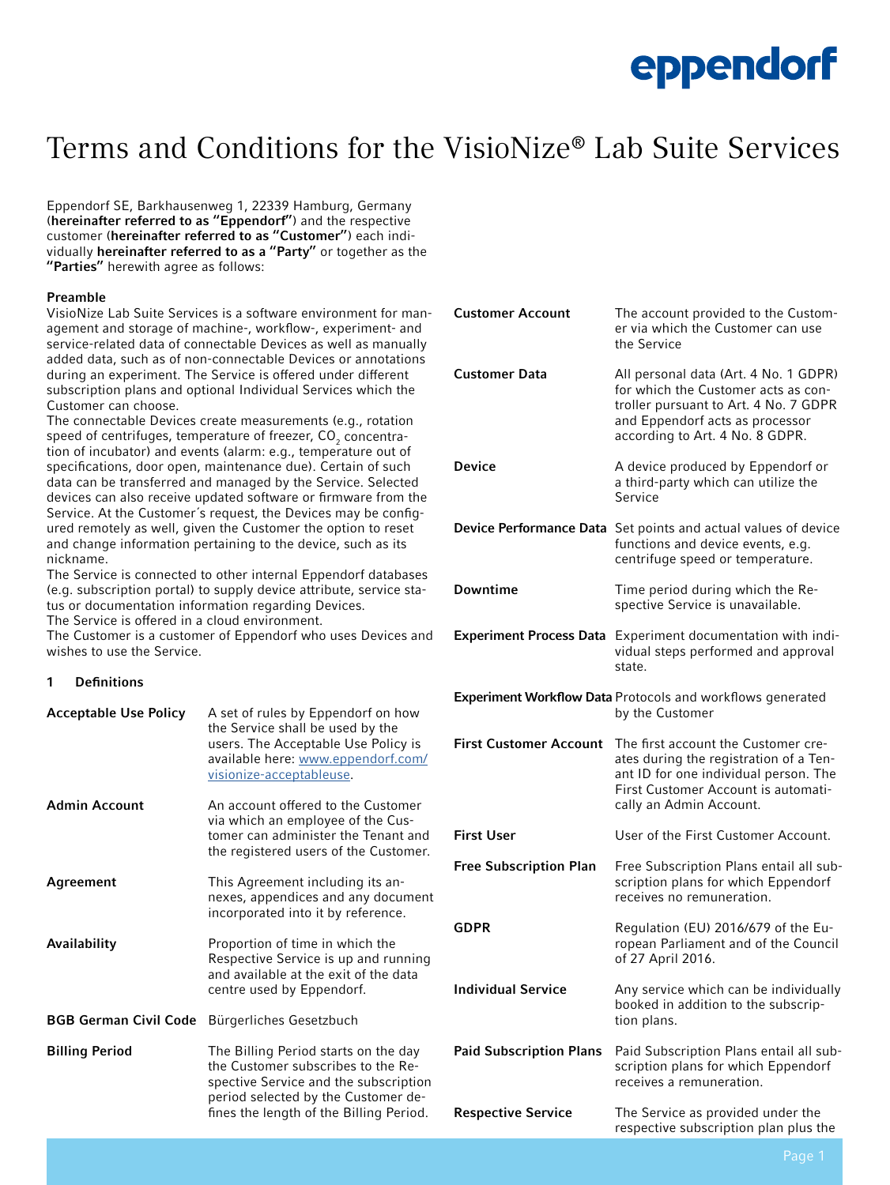# Terms and Conditions for the VisioNize® Lab Suite Services

Eppendorf SE, Barkhausenweg 1, 22339 Hamburg, Germany (**hereinafter referred to as "Eppendorf"**) and the respective customer (**hereinafter referred to as "Customer"**) each individually **hereinafter referred to as a "Party"** or together as the **"Parties"** herewith agree as follows:

**Preamble**

VisioNize Lab Suite Services is a software environment for management and storage of machine-, workflow-, experiment- and service-related data of connectable Devices as well as manually added data, such as of non-connectable Devices or annotations during an experiment. The Service is offered under different subscription plans and optional Individual Services which the Customer can choose.

The connectable Devices create measurements (e.g., rotation speed of centrifuges, temperature of freezer, $CO_2$ concentration of incubator) and events (alarm: e.g., temperature out of specifications, door open, maintenance due). Certain of such data can be transferred and managed by the Service. Selected devices can also receive updated software or firmware from the Service. At the Customer´s request, the Devices may be configured remotely as well, given the Customer the option to reset and change information pertaining to the device, such as its nickname.

The Service is connected to other internal Eppendorf databases (e.g. subscription portal) to supply device attribute, service status or documentation information regarding Devices.

The Service is offered in a cloud environment.

The Customer is a customer of Eppendorf who uses Devices and wishes to use the Service.

## 1 Definitions

| Term | Definition |
|---|---|
| **Acceptable Use Policy** | A set of rules by Eppendorf on how the Service shall be used by the users. The Acceptable Use Policy is available here: www.eppendorf.com/visionize-acceptableuse. |
| **Admin Account** | An account offered to the Customer via which an employee of the Customer can administer the Tenant and the registered users of the Customer. |
| **Agreement** | This Agreement including its annexes, appendices and any document incorporated into it by reference. |
| **Availability** | Proportion of time in which the Respective Service is up and running and available at the exit of the data centre used by Eppendorf. |
| **BGB German Civil Code** | Bürgerliches Gesetzbuch |
| **Billing Period** | The Billing Period starts on the day the Customer subscribes to the Respective Service and the subscription period selected by the Customer defines the length of the Billing Period. |
| **Customer Account** | The account provided to the Customer via which the Customer can use the Service |
| **Customer Data** | All personal data (Art. 4 No. 1 GDPR) for which the Customer acts as controller pursuant to Art. 4 No. 7 GDPR and Eppendorf acts as processor according to Art. 4 No. 8 GDPR. |
| **Device** | A device produced by Eppendorf or a third-party which can utilize the Service |
| **Device Performance Data** | Set points and actual values of device functions and device events, e.g. centrifuge speed or temperature. |
| **Downtime** | Time period during which the Respective Service is unavailable. |
| **Experiment Process Data** | Experiment documentation with individual steps performed and approval state. |
| **Experiment Workflow Data** | Protocols and workflows generated by the Customer |
| **First Customer Account** | The first account the Customer creates during the registration of a Tenant ID for one individual person. The First Customer Account is automatically an Admin Account. |
| **First User** | User of the First Customer Account. |
| **Free Subscription Plan** | Free Subscription Plans entail all subscription plans for which Eppendorf receives no remuneration. |
| **GDPR** | Regulation (EU) 2016/679 of the European Parliament and of the Council of 27 April 2016. |
| **Individual Service** | Any service which can be individually booked in addition to the subscription plans. |
| **Paid Subscription Plans** | Paid Subscription Plans entail all subscription plans for which Eppendorf receives a remuneration. |
| **Respective Service** | The Service as provided under the respective subscription plan plus the |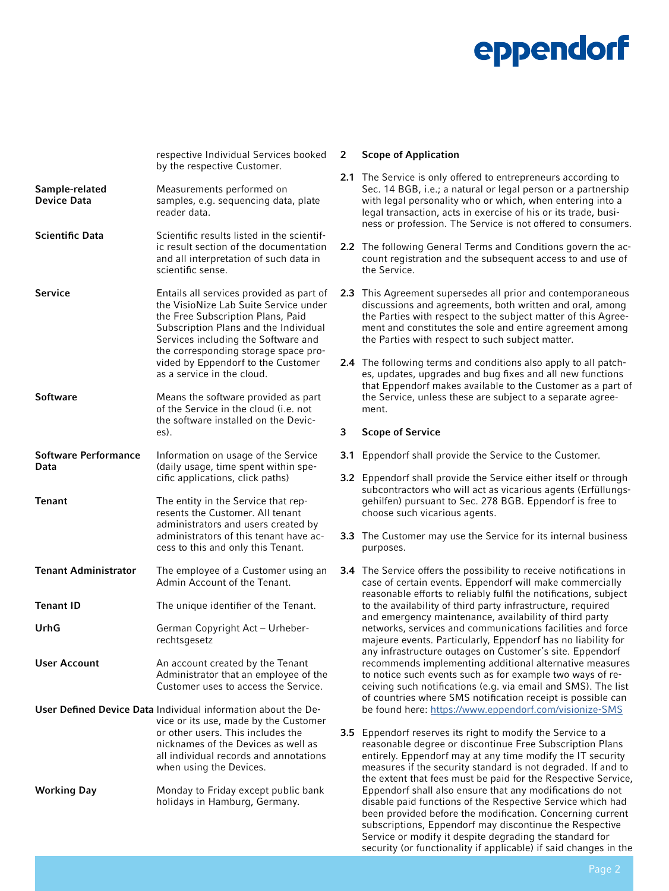| | |
|---|---|
| | respective Individual Services booked by the respective Customer. |
| **Sample-related Device Data** | Measurements performed on samples, e.g. sequencing data, plate reader data. |
| **Scientific Data** | Scientific results listed in the scientific result section of the documentation and all interpretation of such data in scientific sense. |
| **Service** | Entails all services provided as part of the VisioNize Lab Suite Service under the Free Subscription Plans, Paid Subscription Plans and the Individual Services including the Software and the corresponding storage space provided by Eppendorf to the Customer as a service in the cloud. |
| **Software** | Means the software provided as part of the Service in the cloud (i.e. not the software installed on the Devices). |
| **Software Performance Data** | Information on usage of the Service (daily usage, time spent within specific applications, click paths) |
| **Tenant** | The entity in the Service that represents the Customer. All tenant administrators and users created by administrators of this tenant have access to this and only this Tenant. |
| **Tenant Administrator** | The employee of a Customer using an Admin Account of the Tenant. |
| **Tenant ID** | The unique identifier of the Tenant. |
| **UrhG** | German Copyright Act – Urheberrechtsgesetz |
| **User Account** | An account created by the Tenant Administrator that an employee of the Customer uses to access the Service. |
| **User Defined Device Data** | Individual information about the Device or its use, made by the Customer or other users. This includes the nicknames of the Devices as well as all individual records and annotations when using the Devices. |
| **Working Day** | Monday to Friday except public bank holidays in Hamburg, Germany. |

## 2 Scope of Application

**2.1** The Service is only offered to entrepreneurs according to Sec. 14 BGB, i.e.; a natural or legal person or a partnership with legal personality who or which, when entering into a legal transaction, acts in exercise of his or its trade, business or profession. The Service is not offered to consumers.

**2.2** The following General Terms and Conditions govern the account registration and the subsequent access to and use of the Service.

**2.3** This Agreement supersedes all prior and contemporaneous discussions and agreements, both written and oral, among the Parties with respect to the subject matter of this Agreement and constitutes the sole and entire agreement among the Parties with respect to such subject matter.

**2.4** The following terms and conditions also apply to all patches, updates, upgrades and bug fixes and all new functions that Eppendorf makes available to the Customer as a part of the Service, unless these are subject to a separate agreement.

## 3 Scope of Service

**3.1** Eppendorf shall provide the Service to the Customer.

**3.2** Eppendorf shall provide the Service either itself or through subcontractors who will act as vicarious agents (Erfüllungsgehilfen) pursuant to Sec. 278 BGB. Eppendorf is free to choose such vicarious agents.

**3.3** The Customer may use the Service for its internal business purposes.

**3.4** The Service offers the possibility to receive notifications in case of certain events. Eppendorf will make commercially reasonable efforts to reliably fulfil the notifications, subject to the availability of third party infrastructure, required and emergency maintenance, availability of third party networks, services and communications facilities and force majeure events. Particularly, Eppendorf has no liability for any infrastructure outages on Customer's site. Eppendorf recommends implementing additional alternative measures to notice such events such as for example two ways of receiving such notifications (e.g. via email and SMS). The list of countries where SMS notification receipt is possible can be found here: https://www.eppendorf.com/visionize-SMS

**3.5** Eppendorf reserves its right to modify the Service to a reasonable degree or discontinue Free Subscription Plans entirely. Eppendorf may at any time modify the IT security measures if the security standard is not degraded. If and to the extent that fees must be paid for the Respective Service, Eppendorf shall also ensure that any modifications do not disable paid functions of the Respective Service which had been provided before the modification. Concerning current subscriptions, Eppendorf may discontinue the Respective Service or modify it despite degrading the standard for security (or functionality if applicable) if said changes in the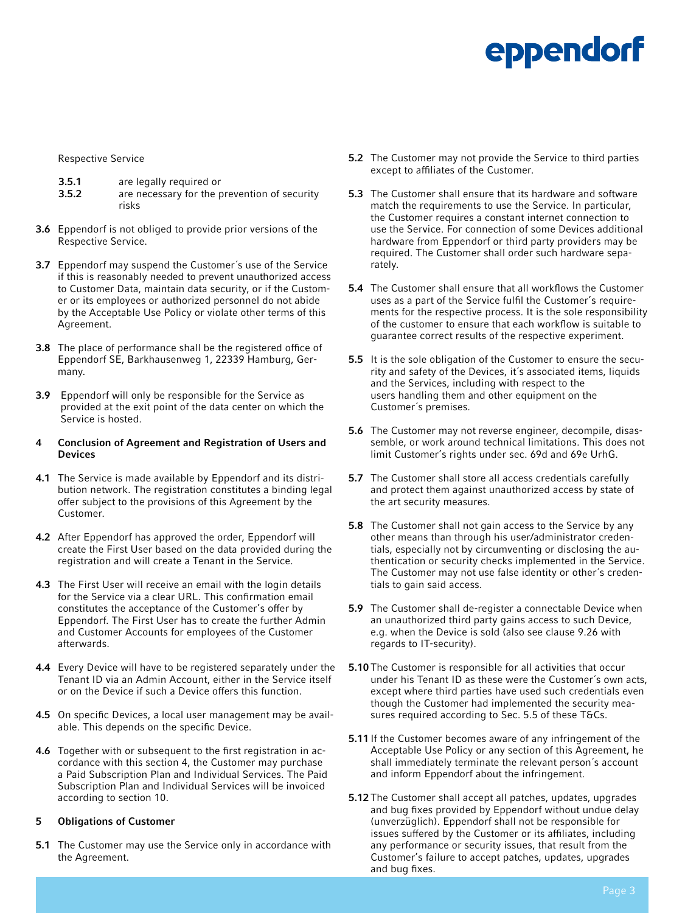Respective Service

- **3.5.1** are legally required or
- **3.5.2** are necessary for the prevention of security risks

**3.6** Eppendorf is not obliged to provide prior versions of the Respective Service.

**3.7** Eppendorf may suspend the Customer´s use of the Service if this is reasonably needed to prevent unauthorized access to Customer Data, maintain data security, or if the Customer or its employees or authorized personnel do not abide by the Acceptable Use Policy or violate other terms of this Agreement.

**3.8** The place of performance shall be the registered office of Eppendorf SE, Barkhausenweg 1, 22339 Hamburg, Germany.

**3.9** Eppendorf will only be responsible for the Service as provided at the exit point of the data center on which the Service is hosted.

## 4 Conclusion of Agreement and Registration of Users and Devices

**4.1** The Service is made available by Eppendorf and its distribution network. The registration constitutes a binding legal offer subject to the provisions of this Agreement by the Customer.

**4.2** After Eppendorf has approved the order, Eppendorf will create the First User based on the data provided during the registration and will create a Tenant in the Service.

**4.3** The First User will receive an email with the login details for the Service via a clear URL. This confirmation email constitutes the acceptance of the Customer's offer by Eppendorf. The First User has to create the further Admin and Customer Accounts for employees of the Customer afterwards.

**4.4** Every Device will have to be registered separately under the Tenant ID via an Admin Account, either in the Service itself or on the Device if such a Device offers this function.

**4.5** On specific Devices, a local user management may be available. This depends on the specific Device.

**4.6** Together with or subsequent to the first registration in accordance with this section 4, the Customer may purchase a Paid Subscription Plan and Individual Services. The Paid Subscription Plan and Individual Services will be invoiced according to section 10.

## 5 Obligations of Customer

**5.1** The Customer may use the Service only in accordance with the Agreement.

**5.2** The Customer may not provide the Service to third parties except to affiliates of the Customer.

**5.3** The Customer shall ensure that its hardware and software match the requirements to use the Service. In particular, the Customer requires a constant internet connection to use the Service. For connection of some Devices additional hardware from Eppendorf or third party providers may be required. The Customer shall order such hardware separately.

**5.4** The Customer shall ensure that all workflows the Customer uses as a part of the Service fulfil the Customer's requirements for the respective process. It is the sole responsibility of the customer to ensure that each workflow is suitable to guarantee correct results of the respective experiment.

**5.5** It is the sole obligation of the Customer to ensure the security and safety of the Devices, it´s associated items, liquids and the Services, including with respect to the users handling them and other equipment on the Customer´s premises.

**5.6** The Customer may not reverse engineer, decompile, disassemble, or work around technical limitations. This does not limit Customer's rights under sec. 69d and 69e UrhG.

**5.7** The Customer shall store all access credentials carefully and protect them against unauthorized access by state of the art security measures.

**5.8** The Customer shall not gain access to the Service by any other means than through his user/administrator credentials, especially not by circumventing or disclosing the authentication or security checks implemented in the Service. The Customer may not use false identity or other´s credentials to gain said access.

**5.9** The Customer shall de-register a connectable Device when an unauthorized third party gains access to such Device, e.g. when the Device is sold (also see clause 9.26 with regards to IT-security).

**5.10** The Customer is responsible for all activities that occur under his Tenant ID as these were the Customer´s own acts, except where third parties have used such credentials even though the Customer had implemented the security measures required according to Sec. 5.5 of these T&Cs.

**5.11** If the Customer becomes aware of any infringement of the Acceptable Use Policy or any section of this Agreement, he shall immediately terminate the relevant person´s account and inform Eppendorf about the infringement.

**5.12** The Customer shall accept all patches, updates, upgrades and bug fixes provided by Eppendorf without undue delay (unverzüglich). Eppendorf shall not be responsible for issues suffered by the Customer or its affiliates, including any performance or security issues, that result from the Customer's failure to accept patches, updates, upgrades and bug fixes.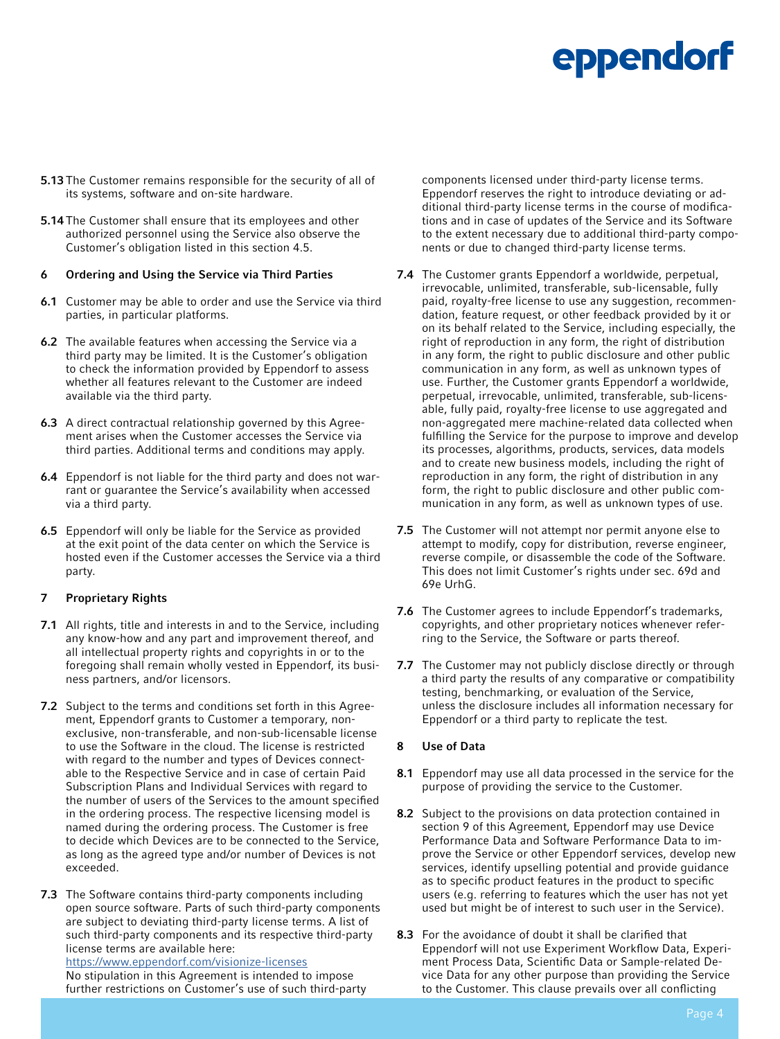**5.13** The Customer remains responsible for the security of all of its systems, software and on-site hardware.

**5.14** The Customer shall ensure that its employees and other authorized personnel using the Service also observe the Customer's obligation listed in this section 4.5.

## 6 Ordering and Using the Service via Third Parties

**6.1** Customer may be able to order and use the Service via third parties, in particular platforms.

**6.2** The available features when accessing the Service via a third party may be limited. It is the Customer's obligation to check the information provided by Eppendorf to assess whether all features relevant to the Customer are indeed available via the third party.

**6.3** A direct contractual relationship governed by this Agreement arises when the Customer accesses the Service via third parties. Additional terms and conditions may apply.

**6.4** Eppendorf is not liable for the third party and does not warrant or guarantee the Service's availability when accessed via a third party.

**6.5** Eppendorf will only be liable for the Service as provided at the exit point of the data center on which the Service is hosted even if the Customer accesses the Service via a third party.

## 7 Proprietary Rights

**7.1** All rights, title and interests in and to the Service, including any know-how and any part and improvement thereof, and all intellectual property rights and copyrights in or to the foregoing shall remain wholly vested in Eppendorf, its business partners, and/or licensors.

**7.2** Subject to the terms and conditions set forth in this Agreement, Eppendorf grants to Customer a temporary, non-exclusive, non-transferable, and non-sub-licensable license to use the Software in the cloud. The license is restricted with regard to the number and types of Devices connectable to the Respective Service and in case of certain Paid Subscription Plans and Individual Services with regard to the number of users of the Services to the amount specified in the ordering process. The respective licensing model is named during the ordering process. The Customer is free to decide which Devices are to be connected to the Service, as long as the agreed type and/or number of Devices is not exceeded.

**7.3** The Software contains third-party components including open source software. Parts of such third-party components are subject to deviating third-party license terms. A list of such third-party components and its respective third-party license terms are available here: https://www.eppendorf.com/visionize-licenses
No stipulation in this Agreement is intended to impose further restrictions on Customer's use of such third-party components licensed under third-party license terms. Eppendorf reserves the right to introduce deviating or additional third-party license terms in the course of modifications and in case of updates of the Service and its Software to the extent necessary due to additional third-party components or due to changed third-party license terms.

**7.4** The Customer grants Eppendorf a worldwide, perpetual, irrevocable, unlimited, transferable, sub-licensable, fully paid, royalty-free license to use any suggestion, recommendation, feature request, or other feedback provided by it or on its behalf related to the Service, including especially, the right of reproduction in any form, the right of distribution in any form, the right to public disclosure and other public communication in any form, as well as unknown types of use. Further, the Customer grants Eppendorf a worldwide, perpetual, irrevocable, unlimited, transferable, sub-licensable, fully paid, royalty-free license to use aggregated and non-aggregated mere machine-related data collected when fulfilling the Service for the purpose to improve and develop its processes, algorithms, products, services, data models and to create new business models, including the right of reproduction in any form, the right of distribution in any form, the right to public disclosure and other public communication in any form, as well as unknown types of use.

**7.5** The Customer will not attempt nor permit anyone else to attempt to modify, copy for distribution, reverse engineer, reverse compile, or disassemble the code of the Software. This does not limit Customer's rights under sec. 69d and 69e UrhG.

**7.6** The Customer agrees to include Eppendorf's trademarks, copyrights, and other proprietary notices whenever referring to the Service, the Software or parts thereof.

**7.7** The Customer may not publicly disclose directly or through a third party the results of any comparative or compatibility testing, benchmarking, or evaluation of the Service, unless the disclosure includes all information necessary for Eppendorf or a third party to replicate the test.

## 8 Use of Data

**8.1** Eppendorf may use all data processed in the service for the purpose of providing the service to the Customer.

**8.2** Subject to the provisions on data protection contained in section 9 of this Agreement, Eppendorf may use Device Performance Data and Software Performance Data to improve the Service or other Eppendorf services, develop new services, identify upselling potential and provide guidance as to specific product features in the product to specific users (e.g. referring to features which the user has not yet used but might be of interest to such user in the Service).

**8.3** For the avoidance of doubt it shall be clarified that Eppendorf will not use Experiment Workflow Data, Experiment Process Data, Scientific Data or Sample-related Device Data for any other purpose than providing the Service to the Customer. This clause prevails over all conflicting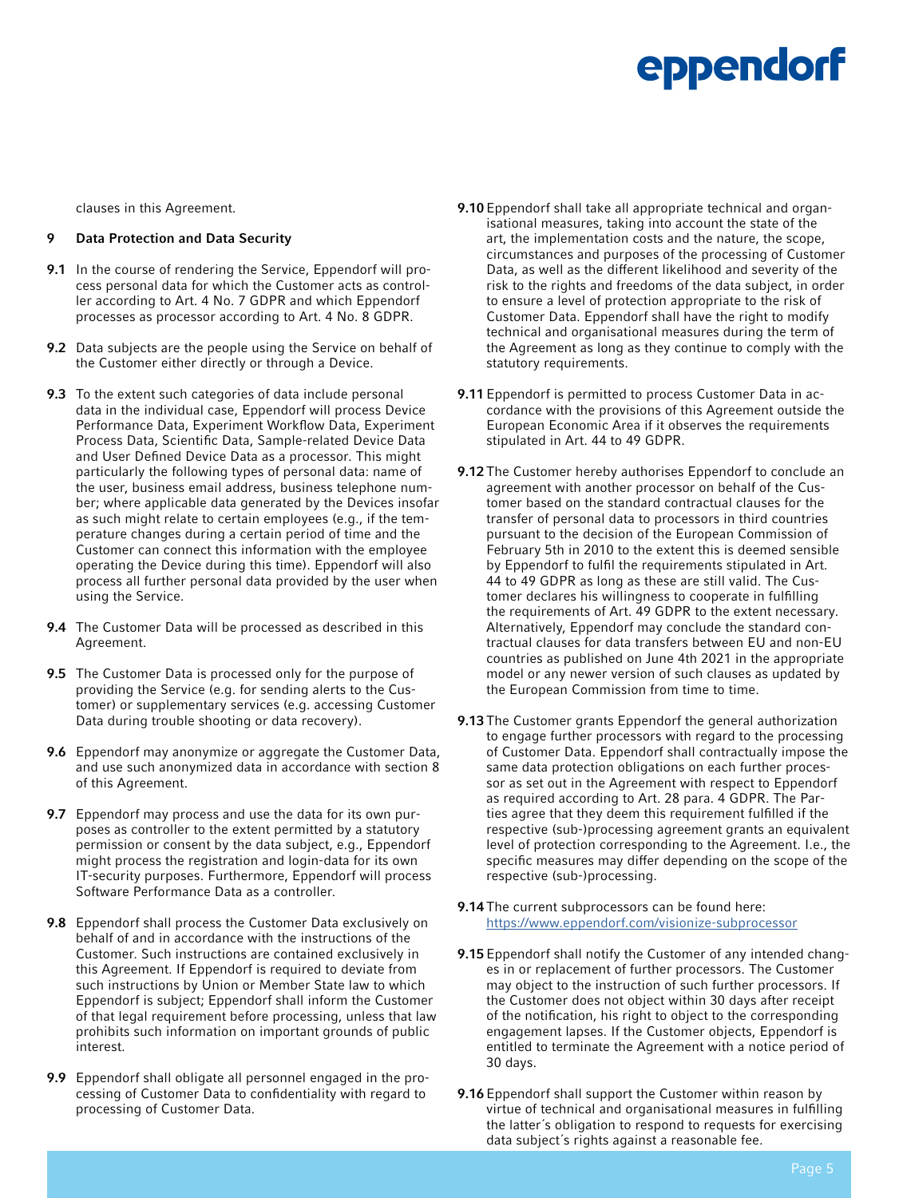clauses in this Agreement.

## 9 Data Protection and Data Security

**9.1** In the course of rendering the Service, Eppendorf will process personal data for which the Customer acts as controller according to Art. 4 No. 7 GDPR and which Eppendorf processes as processor according to Art. 4 No. 8 GDPR.

**9.2** Data subjects are the people using the Service on behalf of the Customer either directly or through a Device.

**9.3** To the extent such categories of data include personal data in the individual case, Eppendorf will process Device Performance Data, Experiment Workflow Data, Experiment Process Data, Scientific Data, Sample-related Device Data and User Defined Device Data as a processor. This might particularly the following types of personal data: name of the user, business email address, business telephone number; where applicable data generated by the Devices insofar as such might relate to certain employees (e.g., if the temperature changes during a certain period of time and the Customer can connect this information with the employee operating the Device during this time). Eppendorf will also process all further personal data provided by the user when using the Service.

**9.4** The Customer Data will be processed as described in this Agreement.

**9.5** The Customer Data is processed only for the purpose of providing the Service (e.g. for sending alerts to the Customer) or supplementary services (e.g. accessing Customer Data during trouble shooting or data recovery).

**9.6** Eppendorf may anonymize or aggregate the Customer Data, and use such anonymized data in accordance with section 8 of this Agreement.

**9.7** Eppendorf may process and use the data for its own purposes as controller to the extent permitted by a statutory permission or consent by the data subject, e.g., Eppendorf might process the registration and login-data for its own IT-security purposes. Furthermore, Eppendorf will process Software Performance Data as a controller.

**9.8** Eppendorf shall process the Customer Data exclusively on behalf of and in accordance with the instructions of the Customer. Such instructions are contained exclusively in this Agreement. If Eppendorf is required to deviate from such instructions by Union or Member State law to which Eppendorf is subject; Eppendorf shall inform the Customer of that legal requirement before processing, unless that law prohibits such information on important grounds of public interest.

**9.9** Eppendorf shall obligate all personnel engaged in the processing of Customer Data to confidentiality with regard to processing of Customer Data.

**9.10** Eppendorf shall take all appropriate technical and organisational measures, taking into account the state of the art, the implementation costs and the nature, the scope, circumstances and purposes of the processing of Customer Data, as well as the different likelihood and severity of the risk to the rights and freedoms of the data subject, in order to ensure a level of protection appropriate to the risk of Customer Data. Eppendorf shall have the right to modify technical and organisational measures during the term of the Agreement as long as they continue to comply with the statutory requirements.

**9.11** Eppendorf is permitted to process Customer Data in accordance with the provisions of this Agreement outside the European Economic Area if it observes the requirements stipulated in Art. 44 to 49 GDPR.

**9.12** The Customer hereby authorises Eppendorf to conclude an agreement with another processor on behalf of the Customer based on the standard contractual clauses for the transfer of personal data to processors in third countries pursuant to the decision of the European Commission of February 5th in 2010 to the extent this is deemed sensible by Eppendorf to fulfil the requirements stipulated in Art. 44 to 49 GDPR as long as these are still valid. The Customer declares his willingness to cooperate in fulfilling the requirements of Art. 49 GDPR to the extent necessary. Alternatively, Eppendorf may conclude the standard contractual clauses for data transfers between EU and non-EU countries as published on June 4th 2021 in the appropriate model or any newer version of such clauses as updated by the European Commission from time to time.

**9.13** The Customer grants Eppendorf the general authorization to engage further processors with regard to the processing of Customer Data. Eppendorf shall contractually impose the same data protection obligations on each further processor as set out in the Agreement with respect to Eppendorf as required according to Art. 28 para. 4 GDPR. The Parties agree that they deem this requirement fulfilled if the respective (sub-)processing agreement grants an equivalent level of protection corresponding to the Agreement. I.e., the specific measures may differ depending on the scope of the respective (sub-)processing.

**9.14** The current subprocessors can be found here: https://www.eppendorf.com/visionize-subprocessor

**9.15** Eppendorf shall notify the Customer of any intended changes in or replacement of further processors. The Customer may object to the instruction of such further processors. If the Customer does not object within 30 days after receipt of the notification, his right to object to the corresponding engagement lapses. If the Customer objects, Eppendorf is entitled to terminate the Agreement with a notice period of 30 days.

**9.16** Eppendorf shall support the Customer within reason by virtue of technical and organisational measures in fulfilling the latter´s obligation to respond to requests for exercising data subject´s rights against a reasonable fee.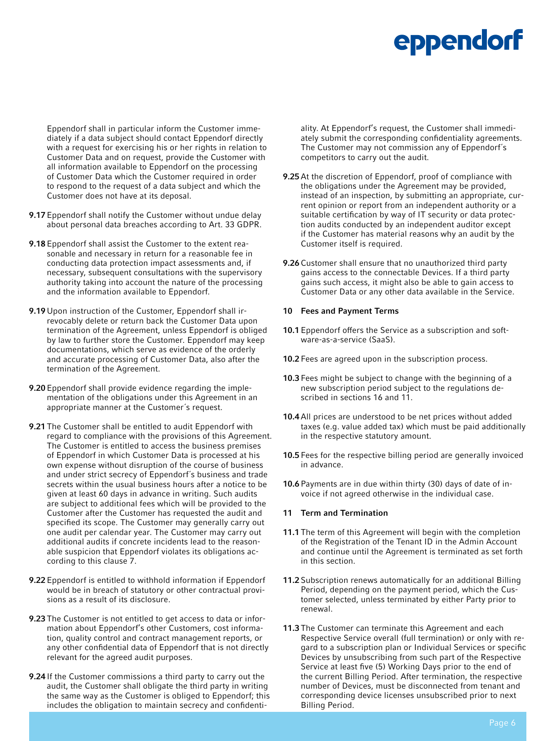Eppendorf shall in particular inform the Customer immediately if a data subject should contact Eppendorf directly with a request for exercising his or her rights in relation to Customer Data and on request, provide the Customer with all information available to Eppendorf on the processing of Customer Data which the Customer required in order to respond to the request of a data subject and which the Customer does not have at its deposal.

**9.17** Eppendorf shall notify the Customer without undue delay about personal data breaches according to Art. 33 GDPR.

**9.18** Eppendorf shall assist the Customer to the extent reasonable and necessary in return for a reasonable fee in conducting data protection impact assessments and, if necessary, subsequent consultations with the supervisory authority taking into account the nature of the processing and the information available to Eppendorf.

**9.19** Upon instruction of the Customer, Eppendorf shall irrevocably delete or return back the Customer Data upon termination of the Agreement, unless Eppendorf is obliged by law to further store the Customer. Eppendorf may keep documentations, which serve as evidence of the orderly and accurate processing of Customer Data, also after the termination of the Agreement.

**9.20** Eppendorf shall provide evidence regarding the implementation of the obligations under this Agreement in an appropriate manner at the Customer´s request.

**9.21** The Customer shall be entitled to audit Eppendorf with regard to compliance with the provisions of this Agreement. The Customer is entitled to access the business premises of Eppendorf in which Customer Data is processed at his own expense without disruption of the course of business and under strict secrecy of Eppendorf´s business and trade secrets within the usual business hours after a notice to be given at least 60 days in advance in writing. Such audits are subject to additional fees which will be provided to the Customer after the Customer has requested the audit and specified its scope. The Customer may generally carry out one audit per calendar year. The Customer may carry out additional audits if concrete incidents lead to the reasonable suspicion that Eppendorf violates its obligations according to this clause 7.

**9.22** Eppendorf is entitled to withhold information if Eppendorf would be in breach of statutory or other contractual provisions as a result of its disclosure.

**9.23** The Customer is not entitled to get access to data or information about Eppendorf's other Customers, cost information, quality control and contract management reports, or any other confidential data of Eppendorf that is not directly relevant for the agreed audit purposes.

**9.24** If the Customer commissions a third party to carry out the audit, the Customer shall obligate the third party in writing the same way as the Customer is obliged to Eppendorf; this includes the obligation to maintain secrecy and confidentiality. At Eppendorf's request, the Customer shall immediately submit the corresponding confidentiality agreements. The Customer may not commission any of Eppendorf´s competitors to carry out the audit.

**9.25** At the discretion of Eppendorf, proof of compliance with the obligations under the Agreement may be provided, instead of an inspection, by submitting an appropriate, current opinion or report from an independent authority or a suitable certification by way of IT security or data protection audits conducted by an independent auditor except if the Customer has material reasons why an audit by the Customer itself is required.

**9.26** Customer shall ensure that no unauthorized third party gains access to the connectable Devices. If a third party gains such access, it might also be able to gain access to Customer Data or any other data available in the Service.

## 10 Fees and Payment Terms

**10.1** Eppendorf offers the Service as a subscription and software-as-a-service (SaaS).

**10.2** Fees are agreed upon in the subscription process.

**10.3** Fees might be subject to change with the beginning of a new subscription period subject to the regulations described in sections 16 and 11.

**10.4** All prices are understood to be net prices without added taxes (e.g. value added tax) which must be paid additionally in the respective statutory amount.

**10.5** Fees for the respective billing period are generally invoiced in advance.

**10.6** Payments are in due within thirty (30) days of date of invoice if not agreed otherwise in the individual case.

## 11 Term and Termination

**11.1** The term of this Agreement will begin with the completion of the Registration of the Tenant ID in the Admin Account and continue until the Agreement is terminated as set forth in this section.

**11.2** Subscription renews automatically for an additional Billing Period, depending on the payment period, which the Customer selected, unless terminated by either Party prior to renewal.

**11.3** The Customer can terminate this Agreement and each Respective Service overall (full termination) or only with regard to a subscription plan or Individual Services or specific Devices by unsubscribing from such part of the Respective Service at least five (5) Working Days prior to the end of the current Billing Period. After termination, the respective number of Devices, must be disconnected from tenant and corresponding device licenses unsubscribed prior to next Billing Period.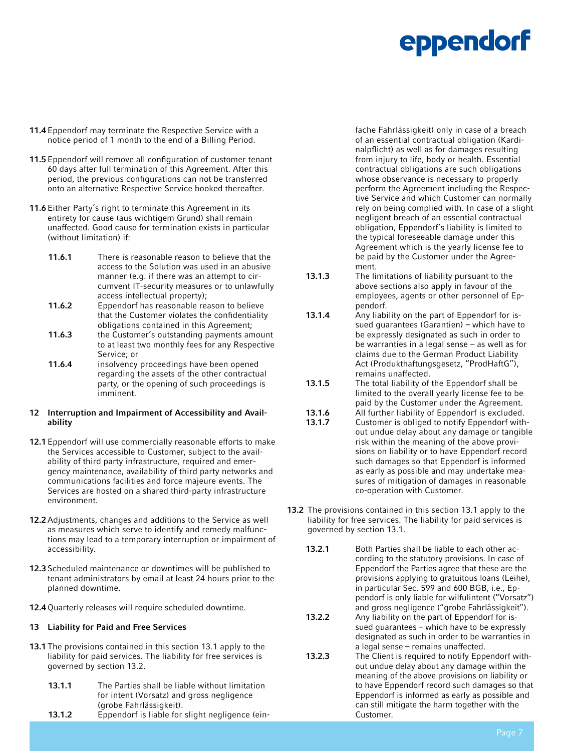**11.4** Eppendorf may terminate the Respective Service with a notice period of 1 month to the end of a Billing Period.

**11.5** Eppendorf will remove all configuration of customer tenant 60 days after full termination of this Agreement. After this period, the previous configurations can not be transferred onto an alternative Respective Service booked thereafter.

**11.6** Either Party's right to terminate this Agreement in its entirety for cause (aus wichtigem Grund) shall remain unaffected. Good cause for termination exists in particular (without limitation) if:

**11.6.1** There is reasonable reason to believe that the access to the Solution was used in an abusive manner (e.g. if there was an attempt to circumvent IT-security measures or to unlawfully access intellectual property);

**11.6.2** Eppendorf has reasonable reason to believe that the Customer violates the confidentiality obligations contained in this Agreement;

**11.6.3** the Customer's outstanding payments amount to at least two monthly fees for any Respective Service; or

**11.6.4** insolvency proceedings have been opened regarding the assets of the other contractual party, or the opening of such proceedings is imminent.

## 12 Interruption and Impairment of Accessibility and Availability

**12.1** Eppendorf will use commercially reasonable efforts to make the Services accessible to Customer, subject to the availability of third party infrastructure, required and emergency maintenance, availability of third party networks and communications facilities and force majeure events. The Services are hosted on a shared third-party infrastructure environment.

**12.2** Adjustments, changes and additions to the Service as well as measures which serve to identify and remedy malfunctions may lead to a temporary interruption or impairment of accessibility.

**12.3** Scheduled maintenance or downtimes will be published to tenant administrators by email at least 24 hours prior to the planned downtime.

**12.4** Quarterly releases will require scheduled downtime.

## 13 Liability for Paid and Free Services

**13.1** The provisions contained in this section 13.1 apply to the liability for paid services. The liability for free services is governed by section 13.2.

**13.1.1** The Parties shall be liable without limitation for intent (Vorsatz) and gross negligence (grobe Fahrlässigkeit).

**13.1.2** Eppendorf is liable for slight negligence (einfache Fahrlässigkeit) only in case of a breach of an essential contractual obligation (Kardinalpflicht) as well as for damages resulting from injury to life, body or health. Essential contractual obligations are such obligations whose observance is necessary to properly perform the Agreement including the Respective Service and which Customer can normally rely on being complied with. In case of a slight negligent breach of an essential contractual obligation, Eppendorf's liability is limited to the typical foreseeable damage under this Agreement which is the yearly license fee to be paid by the Customer under the Agreement.

**13.1.3** The limitations of liability pursuant to the above sections also apply in favour of the employees, agents or other personnel of Eppendorf.

**13.1.4** Any liability on the part of Eppendorf for issued guarantees (Garantien) – which have to be expressly designated as such in order to be warranties in a legal sense – as well as for claims due to the German Product Liability Act (Produkthaftungsgesetz, "ProdHaftG"), remains unaffected.

**13.1.5** The total liability of the Eppendorf shall be limited to the overall yearly license fee to be paid by the Customer under the Agreement.

**13.1.6** All further liability of Eppendorf is excluded.

**13.1.7** Customer is obliged to notify Eppendorf without undue delay about any damage or tangible risk within the meaning of the above provisions on liability or to have Eppendorf record such damages so that Eppendorf is informed as early as possible and may undertake measures of mitigation of damages in reasonable co-operation with Customer.

**13.2** The provisions contained in this section 13.1 apply to the liability for free services. The liability for paid services is governed by section 13.1.

**13.2.1** Both Parties shall be liable to each other according to the statutory provisions. In case of Eppendorf the Parties agree that these are the provisions applying to gratuitous loans (Leihe), in particular Sec. 599 and 600 BGB, i.e., Eppendorf is only liable for wilfulintent ("Vorsatz") and gross negligence ("grobe Fahrlässigkeit").

**13.2.2** Any liability on the part of Eppendorf for issued guarantees – which have to be expressly designated as such in order to be warranties in a legal sense – remains unaffected.

**13.2.3** The Client is required to notify Eppendorf without undue delay about any damage within the meaning of the above provisions on liability or to have Eppendorf record such damages so that Eppendorf is informed as early as possible and can still mitigate the harm together with the Customer.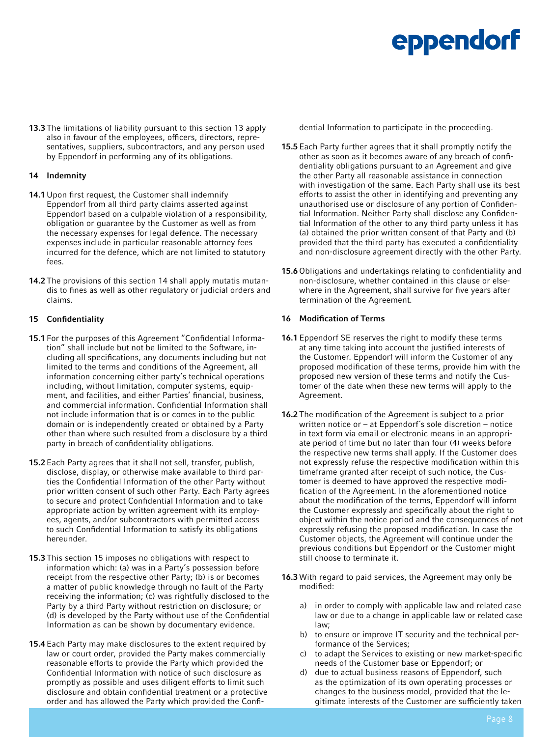**13.3** The limitations of liability pursuant to this section 13 apply also in favour of the employees, officers, directors, representatives, suppliers, subcontractors, and any person used by Eppendorf in performing any of its obligations.

## 14 Indemnity

**14.1** Upon first request, the Customer shall indemnify Eppendorf from all third party claims asserted against Eppendorf based on a culpable violation of a responsibility, obligation or guarantee by the Customer as well as from the necessary expenses for legal defence. The necessary expenses include in particular reasonable attorney fees incurred for the defence, which are not limited to statutory fees.

**14.2** The provisions of this section 14 shall apply mutatis mutandis to fines as well as other regulatory or judicial orders and claims.

## 15 Confidentiality

**15.1** For the purposes of this Agreement "Confidential Information" shall include but not be limited to the Software, including all specifications, any documents including but not limited to the terms and conditions of the Agreement, all information concerning either party's technical operations including, without limitation, computer systems, equipment, and facilities, and either Parties' financial, business, and commercial information. Confidential Information shall not include information that is or comes in to the public domain or is independently created or obtained by a Party other than where such resulted from a disclosure by a third party in breach of confidentiality obligations.

**15.2** Each Party agrees that it shall not sell, transfer, publish, disclose, display, or otherwise make available to third parties the Confidential Information of the other Party without prior written consent of such other Party. Each Party agrees to secure and protect Confidential Information and to take appropriate action by written agreement with its employees, agents, and/or subcontractors with permitted access to such Confidential Information to satisfy its obligations hereunder.

**15.3** This section 15 imposes no obligations with respect to information which: (a) was in a Party's possession before receipt from the respective other Party; (b) is or becomes a matter of public knowledge through no fault of the Party receiving the information; (c) was rightfully disclosed to the Party by a third Party without restriction on disclosure; or (d) is developed by the Party without use of the Confidential Information as can be shown by documentary evidence.

**15.4** Each Party may make disclosures to the extent required by law or court order, provided the Party makes commercially reasonable efforts to provide the Party which provided the Confidential Information with notice of such disclosure as promptly as possible and uses diligent efforts to limit such disclosure and obtain confidential treatment or a protective order and has allowed the Party which provided the Confidential Information to participate in the proceeding.

**15.5** Each Party further agrees that it shall promptly notify the other as soon as it becomes aware of any breach of confidentiality obligations pursuant to an Agreement and give the other Party all reasonable assistance in connection with investigation of the same. Each Party shall use its best efforts to assist the other in identifying and preventing any unauthorised use or disclosure of any portion of Confidential Information. Neither Party shall disclose any Confidential Information of the other to any third party unless it has (a) obtained the prior written consent of that Party and (b) provided that the third party has executed a confidentiality and non-disclosure agreement directly with the other Party.

**15.6** Obligations and undertakings relating to confidentiality and non-disclosure, whether contained in this clause or elsewhere in the Agreement, shall survive for five years after termination of the Agreement.

## 16 Modification of Terms

**16.1** Eppendorf SE reserves the right to modify these terms at any time taking into account the justified interests of the Customer. Eppendorf will inform the Customer of any proposed modification of these terms, provide him with the proposed new version of these terms and notify the Customer of the date when these new terms will apply to the Agreement.

**16.2** The modification of the Agreement is subject to a prior written notice or – at Eppendorf´s sole discretion – notice in text form via email or electronic means in an appropriate period of time but no later than four (4) weeks before the respective new terms shall apply. If the Customer does not expressly refuse the respective modification within this timeframe granted after receipt of such notice, the Customer is deemed to have approved the respective modification of the Agreement. In the aforementioned notice about the modification of the terms, Eppendorf will inform the Customer expressly and specifically about the right to object within the notice period and the consequences of not expressly refusing the proposed modification. In case the Customer objects, the Agreement will continue under the previous conditions but Eppendorf or the Customer might still choose to terminate it.

**16.3** With regard to paid services, the Agreement may only be modified:

a) in order to comply with applicable law and related case law or due to a change in applicable law or related case law;

b) to ensure or improve IT security and the technical performance of the Services;

c) to adapt the Services to existing or new market-specific needs of the Customer base or Eppendorf; or

d) due to actual business reasons of Eppendorf, such as the optimization of its own operating processes or changes to the business model, provided that the legitimate interests of the Customer are sufficiently taken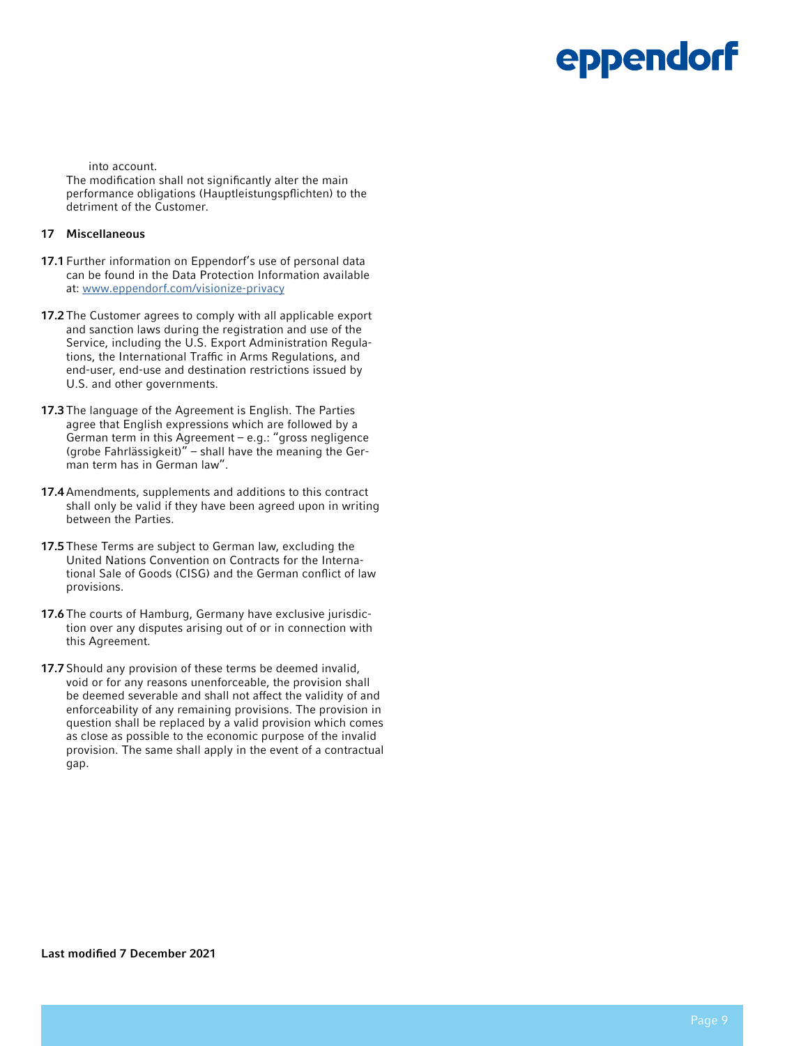into account.

The modification shall not significantly alter the main performance obligations (Hauptleistungspflichten) to the detriment of the Customer.

## 17 Miscellaneous

**17.1** Further information on Eppendorf's use of personal data can be found in the Data Protection Information available at: [www.eppendorf.com/visionize-privacy](http://www.eppendorf.com/visionize-privacy)

**17.2** The Customer agrees to comply with all applicable export and sanction laws during the registration and use of the Service, including the U.S. Export Administration Regulations, the International Traffic in Arms Regulations, and end-user, end-use and destination restrictions issued by U.S. and other governments.

**17.3** The language of the Agreement is English. The Parties agree that English expressions which are followed by a German term in this Agreement – e.g.: "gross negligence (grobe Fahrlässigkeit)" – shall have the meaning the German term has in German law".

**17.4** Amendments, supplements and additions to this contract shall only be valid if they have been agreed upon in writing between the Parties.

**17.5** These Terms are subject to German law, excluding the United Nations Convention on Contracts for the International Sale of Goods (CISG) and the German conflict of law provisions.

**17.6** The courts of Hamburg, Germany have exclusive jurisdiction over any disputes arising out of or in connection with this Agreement.

**17.7** Should any provision of these terms be deemed invalid, void or for any reasons unenforceable, the provision shall be deemed severable and shall not affect the validity of and enforceability of any remaining provisions. The provision in question shall be replaced by a valid provision which comes as close as possible to the economic purpose of the invalid provision. The same shall apply in the event of a contractual gap.

**Last modified 7 December 2021**